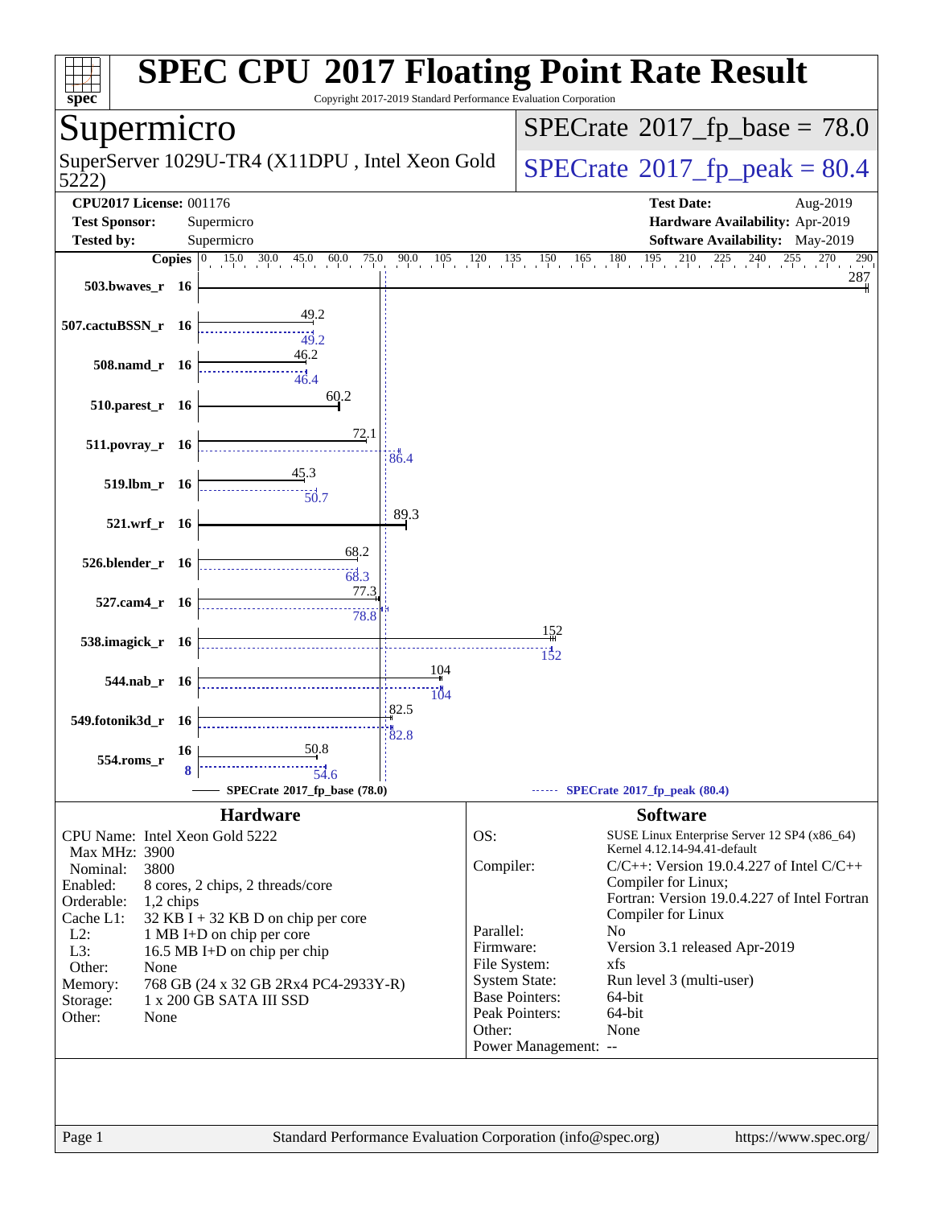# SPEC CPU 2017 Floating Point Rate Result

Copyright 2017-2019 Standard Performance Evaluation Corporation

## Supermicro

SuperServer 1029U-TR4 (X11DPU , Intel Xeon Gold 5222)

**SPECrate 2017_fp_base = 78.0**

**SPECrate 2017_fp_peak = 80.4**

| | | | |
|---|---|---|---|
| **CPU2017 License:** | 001176 | **Test Date:** | Aug-2019 |
| **Test Sponsor:** | Supermicro | **Hardware Availability:** | Apr-2019 |
| **Tested by:** | Supermicro | **Software Availability:** | May-2019 |

| Benchmark | Copies | Base | Peak |
|---|---|---|---|
| 503.bwaves_r | 16 | 287 | |
| 507.cactuBSSN_r | 16 | 49.2 | 49.2 |
| 508.namd_r | 16 | 46.2 | 46.4 |
| 510.parest_r | 16 | 60.2 | |
| 511.povray_r | 16 | 72.1 | 86.4 |
| 519.lbm_r | 16 | 45.3 | 50.7 |
| 521.wrf_r | 16 | 89.3 | |
| 526.blender_r | 16 | 68.2 | 68.3 |
| 527.cam4_r | 16 | 77.3 | 78.8 |
| 538.imagick_r | 16 | 152 | 152 |
| 544.nab_r | 16 | 104 | 104 |
| 549.fotonik3d_r | 16 | 82.5 | 82.8 |
| 554.roms_r | 16 (base), 8 (peak) | 50.8 | 54.6 |

SPECrate 2017_fp_base (78.0) — SPECrate 2017_fp_peak (80.4)

### Hardware

| | |
|---|---|
| CPU Name: | Intel Xeon Gold 5222 |
| Max MHz: | 3900 |
| Nominal: | 3800 |
| Enabled: | 8 cores, 2 chips, 2 threads/core |
| Orderable: | 1,2 chips |
| Cache L1: | 32 KB I + 32 KB D on chip per core |
| L2: | 1 MB I+D on chip per core |
| L3: | 16.5 MB I+D on chip per chip |
| Other: | None |
| Memory: | 768 GB (24 x 32 GB 2Rx4 PC4-2933Y-R) |
| Storage: | 1 x 200 GB SATA III SSD |
| Other: | None |

### Software

| | |
|---|---|
| OS: | SUSE Linux Enterprise Server 12 SP4 (x86_64) Kernel 4.12.14-94.41-default |
| Compiler: | C/C++: Version 19.0.4.227 of Intel C/C++ Compiler for Linux; Fortran: Version 19.0.4.227 of Intel Fortran Compiler for Linux |
| Parallel: | No |
| Firmware: | Version 3.1 released Apr-2019 |
| File System: | xfs |
| System State: | Run level 3 (multi-user) |
| Base Pointers: | 64-bit |
| Peak Pointers: | 64-bit |
| Other: | None |
| Power Management: | -- |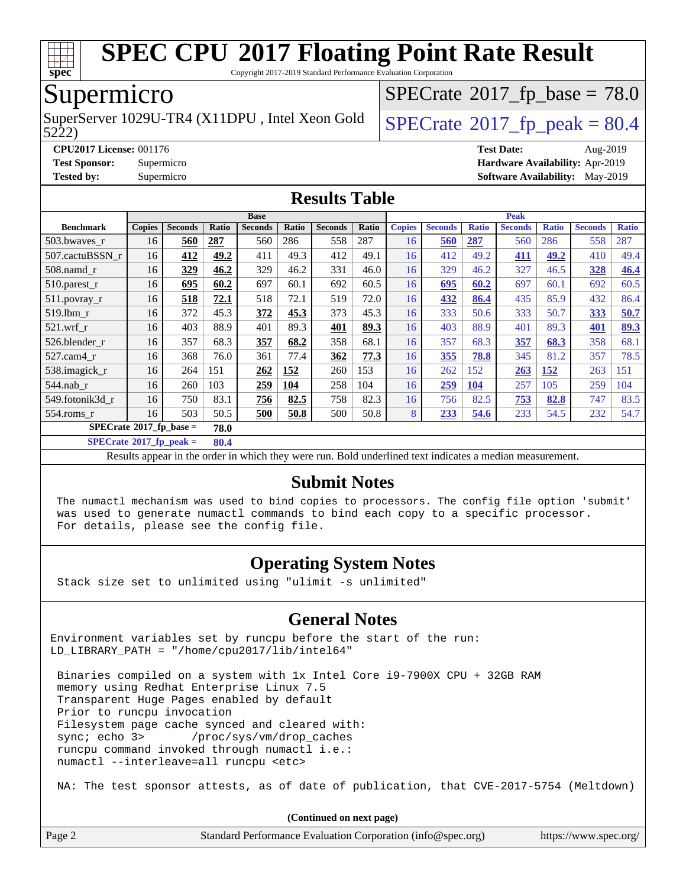# SPEC CPU 2017 Floating Point Rate Result

Copyright 2017-2019 Standard Performance Evaluation Corporation

## Supermicro

SuperServer 1029U-TR4 (X11DPU , Intel Xeon Gold 5222)

SPECrate 2017_fp_base = 78.0

SPECrate 2017_fp_peak = 80.4

**CPU2017 License:** 001176
**Test Sponsor:** Supermicro
**Tested by:** Supermicro

**Test Date:** Aug-2019
**Hardware Availability:** Apr-2019
**Software Availability:** May-2019

## Results Table

| Benchmark | Base | | | | | | | Peak | | | | | | |
|---|---|---|---|---|---|---|---|---|---|---|---|---|---|---|
| | Copies | Seconds | Ratio | Seconds | Ratio | Seconds | Ratio | Copies | Seconds | Ratio | Seconds | Ratio | Seconds | Ratio |
| 503.bwaves_r | 16 | **560** | **287** | 560 | 286 | 558 | 287 | 16 | **560** | **287** | 560 | 286 | 558 | 287 |
| 507.cactuBSSN_r | 16 | **412** | **49.2** | 411 | 49.3 | 412 | 49.1 | 16 | 412 | 49.2 | **411** | **49.2** | 410 | 49.4 |
| 508.namd_r | 16 | **329** | **46.2** | 329 | 46.2 | 331 | 46.0 | 16 | 329 | 46.2 | 327 | 46.5 | **328** | **46.4** |
| 510.parest_r | 16 | **695** | **60.2** | 697 | 60.1 | 692 | 60.5 | 16 | **695** | **60.2** | 697 | 60.1 | 692 | 60.5 |
| 511.povray_r | 16 | **518** | **72.1** | 518 | 72.1 | 519 | 72.0 | 16 | **432** | **86.4** | 435 | 85.9 | 432 | 86.4 |
| 519.lbm_r | 16 | 372 | 45.3 | **372** | **45.3** | 373 | 45.3 | 16 | 333 | 50.6 | 333 | 50.7 | **333** | **50.7** |
| 521.wrf_r | 16 | 403 | 88.9 | 401 | 89.3 | **401** | **89.3** | 16 | 403 | 88.9 | 401 | 89.3 | **401** | **89.3** |
| 526.blender_r | 16 | 357 | 68.3 | **357** | **68.2** | 358 | 68.1 | 16 | 357 | 68.3 | **357** | **68.3** | 358 | 68.1 |
| 527.cam4_r | 16 | 368 | 76.0 | 361 | 77.4 | **362** | **77.3** | 16 | **355** | **78.8** | 345 | 81.2 | 357 | 78.5 |
| 538.imagick_r | 16 | 264 | 151 | **262** | **152** | 260 | 153 | 16 | 262 | 152 | **263** | **152** | 263 | 151 |
| 544.nab_r | 16 | 260 | 103 | **259** | **104** | 258 | 104 | 16 | **259** | **104** | 257 | 105 | 259 | 104 |
| 549.fotonik3d_r | 16 | 750 | 83.1 | **756** | **82.5** | 758 | 82.3 | 16 | 756 | 82.5 | **753** | **82.8** | 747 | 83.5 |
| 554.roms_r | 16 | 503 | 50.5 | **500** | **50.8** | 500 | 50.8 | 8 | **233** | **54.6** | 233 | 54.5 | 232 | 54.7 |

**SPECrate 2017_fp_base = 78.0**

**SPECrate 2017_fp_peak = 80.4**

Results appear in the order in which they were run. Bold underlined text indicates a median measurement.

## Submit Notes

```
The numactl mechanism was used to bind copies to processors. The config file option 'submit'
was used to generate numactl commands to bind each copy to a specific processor.
For details, please see the config file.
```

## Operating System Notes

```
Stack size set to unlimited using "ulimit -s unlimited"
```

## General Notes

```
Environment variables set by runcpu before the start of the run:
LD_LIBRARY_PATH = "/home/cpu2017/lib/intel64"

 Binaries compiled on a system with 1x Intel Core i9-7900X CPU + 32GB RAM
 memory using Redhat Enterprise Linux 7.5
 Transparent Huge Pages enabled by default
 Prior to runcpu invocation
 Filesystem page cache synced and cleared with:
 sync; echo 3>       /proc/sys/vm/drop_caches
 runcpu command invoked through numactl i.e.:
 numactl --interleave=all runcpu <etc>

 NA: The test sponsor attests, as of date of publication, that CVE-2017-5754 (Meltdown)
```

(Continued on next page)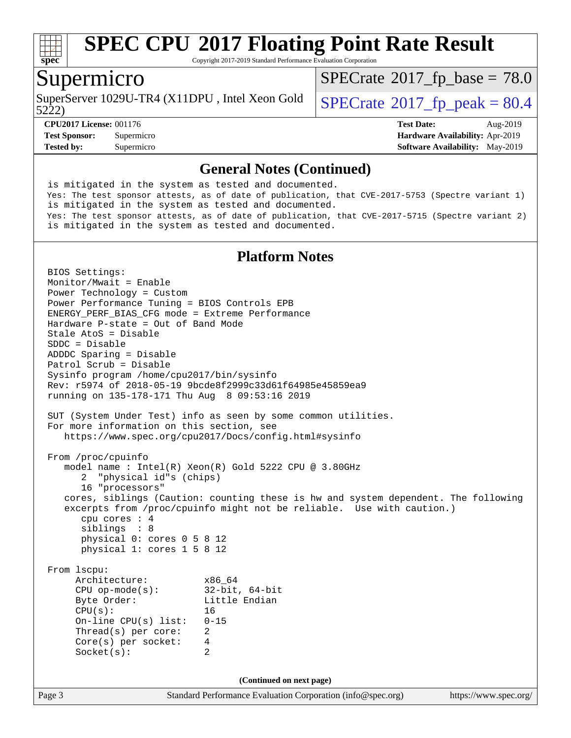# SPEC CPU 2017 Floating Point Rate Result

Copyright 2017-2019 Standard Performance Evaluation Corporation

## Supermicro

SuperServer 1029U-TR4 (X11DPU , Intel Xeon Gold 5222)

SPECrate 2017_fp_base = 78.0

SPECrate 2017_fp_peak = 80.4

**CPU2017 License:** 001176
**Test Sponsor:** Supermicro
**Tested by:** Supermicro

**Test Date:** Aug-2019
**Hardware Availability:** Apr-2019
**Software Availability:** May-2019

### General Notes (Continued)

```
 is mitigated in the system as tested and documented.
 Yes: The test sponsor attests, as of date of publication, that CVE-2017-5753 (Spectre variant 1)
 is mitigated in the system as tested and documented.
 Yes: The test sponsor attests, as of date of publication, that CVE-2017-5715 (Spectre variant 2)
 is mitigated in the system as tested and documented.
```

### Platform Notes

```
 BIOS Settings:
 Monitor/Mwait = Enable
 Power Technology = Custom
 Power Performance Tuning = BIOS Controls EPB
 ENERGY_PERF_BIAS_CFG mode = Extreme Performance
 Hardware P-state = Out of Band Mode
 Stale AtoS = Disable
 SDDC = Disable
 ADDDC Sparing = Disable
 Patrol Scrub = Disable
 Sysinfo program /home/cpu2017/bin/sysinfo
 Rev: r5974 of 2018-05-19 9bcde8f2999c33d61f64985e45859ea9
 running on 135-178-171 Thu Aug  8 09:53:16 2019

 SUT (System Under Test) info as seen by some common utilities.
 For more information on this section, see
    https://www.spec.org/cpu2017/Docs/config.html#sysinfo

 From /proc/cpuinfo
    model name : Intel(R) Xeon(R) Gold 5222 CPU @ 3.80GHz
       2  "physical id"s (chips)
       16 "processors"
    cores, siblings (Caution: counting these is hw and system dependent. The following
    excerpts from /proc/cpuinfo might not be reliable.  Use with caution.)
       cpu cores : 4
       siblings  : 8
       physical 0: cores 0 5 8 12
       physical 1: cores 1 5 8 12

 From lscpu:
      Architecture:          x86_64
      CPU op-mode(s):        32-bit, 64-bit
      Byte Order:            Little Endian
      CPU(s):                16
      On-line CPU(s) list:   0-15
      Thread(s) per core:    2
      Core(s) per socket:    4
      Socket(s):             2
```

(Continued on next page)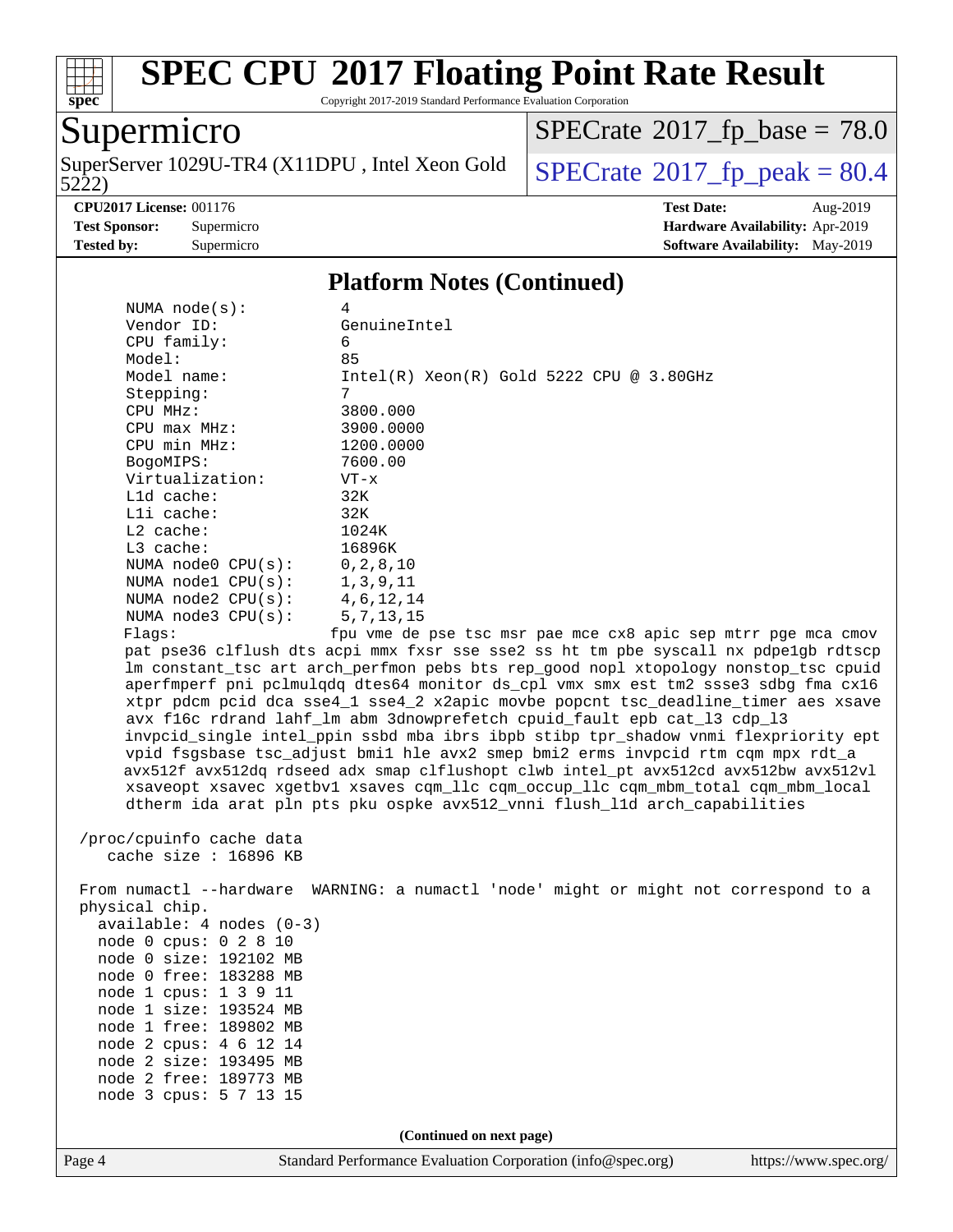## Platform Notes (Continued)

```
     NUMA node(s):          4
     Vendor ID:             GenuineIntel
     CPU family:            6
     Model:                 85
     Model name:            Intel(R) Xeon(R) Gold 5222 CPU @ 3.80GHz
     Stepping:              7
     CPU MHz:               3800.000
     CPU max MHz:           3900.0000
     CPU min MHz:           1200.0000
     BogoMIPS:              7600.00
     Virtualization:        VT-x
     L1d cache:             32K
     L1i cache:             32K
     L2 cache:              1024K
     L3 cache:              16896K
     NUMA node0 CPU(s):     0,2,8,10
     NUMA node1 CPU(s):     1,3,9,11
     NUMA node2 CPU(s):     4,6,12,14
     NUMA node3 CPU(s):     5,7,13,15
     Flags:                 fpu vme de pse tsc msr pae mce cx8 apic sep mtrr pge mca cmov
     pat pse36 clflush dts acpi mmx fxsr sse sse2 ss ht tm pbe syscall nx pdpe1gb rdtscp
     lm constant_tsc art arch_perfmon pebs bts rep_good nopl xtopology nonstop_tsc cpuid
     aperfmperf pni pclmulqdq dtes64 monitor ds_cpl vmx smx est tm2 ssse3 sdbg fma cx16
     xtpr pdcm pcid dca sse4_1 sse4_2 x2apic movbe popcnt tsc_deadline_timer aes xsave
     avx f16c rdrand lahf_lm abm 3dnowprefetch cpuid_fault epb cat_l3 cdp_l3
     invpcid_single intel_ppin ssbd mba ibrs ibpb stibp tpr_shadow vnmi flexpriority ept
     vpid fsgsbase tsc_adjust bmi1 hle avx2 smep bmi2 erms invpcid rtm cqm mpx rdt_a
     avx512f avx512dq rdseed adx smap clflushopt clwb intel_pt avx512cd avx512bw avx512vl
     xsaveopt xsavec xgetbv1 xsaves cqm_llc cqm_occup_llc cqm_mbm_total cqm_mbm_local
     dtherm ida arat pln pts pku ospke avx512_vnni flush_l1d arch_capabilities

 /proc/cpuinfo cache data
    cache size : 16896 KB

 From numactl --hardware  WARNING: a numactl 'node' might or might not correspond to a
 physical chip.
   available: 4 nodes (0-3)
   node 0 cpus: 0 2 8 10
   node 0 size: 192102 MB
   node 0 free: 183288 MB
   node 1 cpus: 1 3 9 11
   node 1 size: 193524 MB
   node 1 free: 189802 MB
   node 2 cpus: 4 6 12 14
   node 2 size: 193495 MB
   node 2 free: 189773 MB
   node 3 cpus: 5 7 13 15
```

(Continued on next page)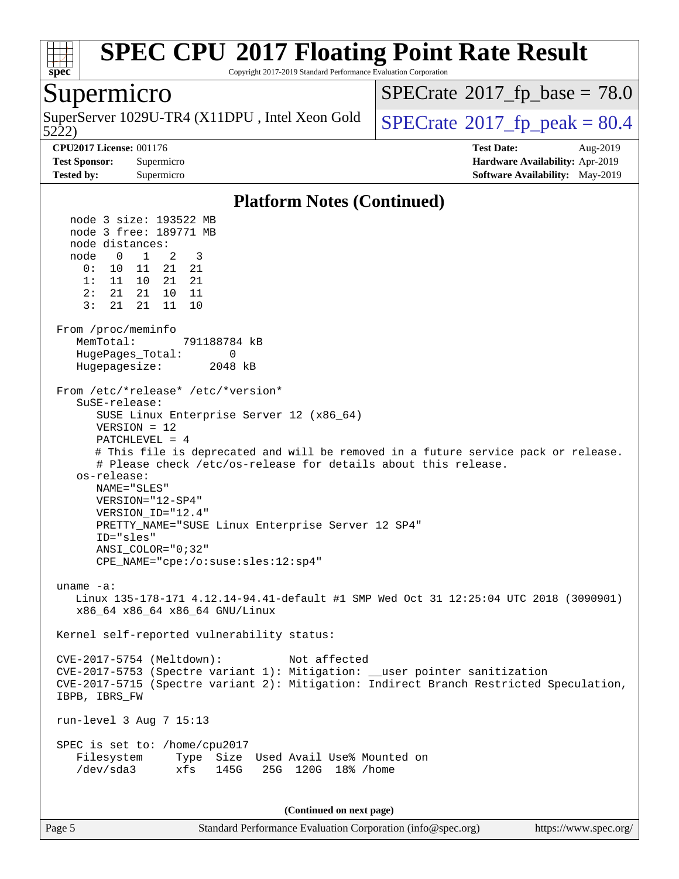## Platform Notes (Continued)

```
   node 3 size: 193522 MB
   node 3 free: 189771 MB
   node distances:
   node   0   1   2   3
     0:  10  11  21  21
     1:  11  10  21  21
     2:  21  21  10  11
     3:  21  21  11  10

 From /proc/meminfo
    MemTotal:       791188784 kB
    HugePages_Total:       0
    Hugepagesize:       2048 kB

 From /etc/*release* /etc/*version*
    SuSE-release:
       SUSE Linux Enterprise Server 12 (x86_64)
       VERSION = 12
       PATCHLEVEL = 4
       # This file is deprecated and will be removed in a future service pack or release.
       # Please check /etc/os-release for details about this release.
    os-release:
       NAME="SLES"
       VERSION="12-SP4"
       VERSION_ID="12.4"
       PRETTY_NAME="SUSE Linux Enterprise Server 12 SP4"
       ID="sles"
       ANSI_COLOR="0;32"
       CPE_NAME="cpe:/o:suse:sles:12:sp4"

 uname -a:
    Linux 135-178-171 4.12.14-94.41-default #1 SMP Wed Oct 31 12:25:04 UTC 2018 (3090901)
    x86_64 x86_64 x86_64 GNU/Linux

 Kernel self-reported vulnerability status:

 CVE-2017-5754 (Meltdown):          Not affected
 CVE-2017-5753 (Spectre variant 1): Mitigation: __user pointer sanitization
 CVE-2017-5715 (Spectre variant 2): Mitigation: Indirect Branch Restricted Speculation,
 IBPB, IBRS_FW

 run-level 3 Aug 7 15:13

 SPEC is set to: /home/cpu2017
    Filesystem     Type  Size  Used Avail Use% Mounted on
    /dev/sda3      xfs   145G   25G  120G  18% /home
```

(Continued on next page)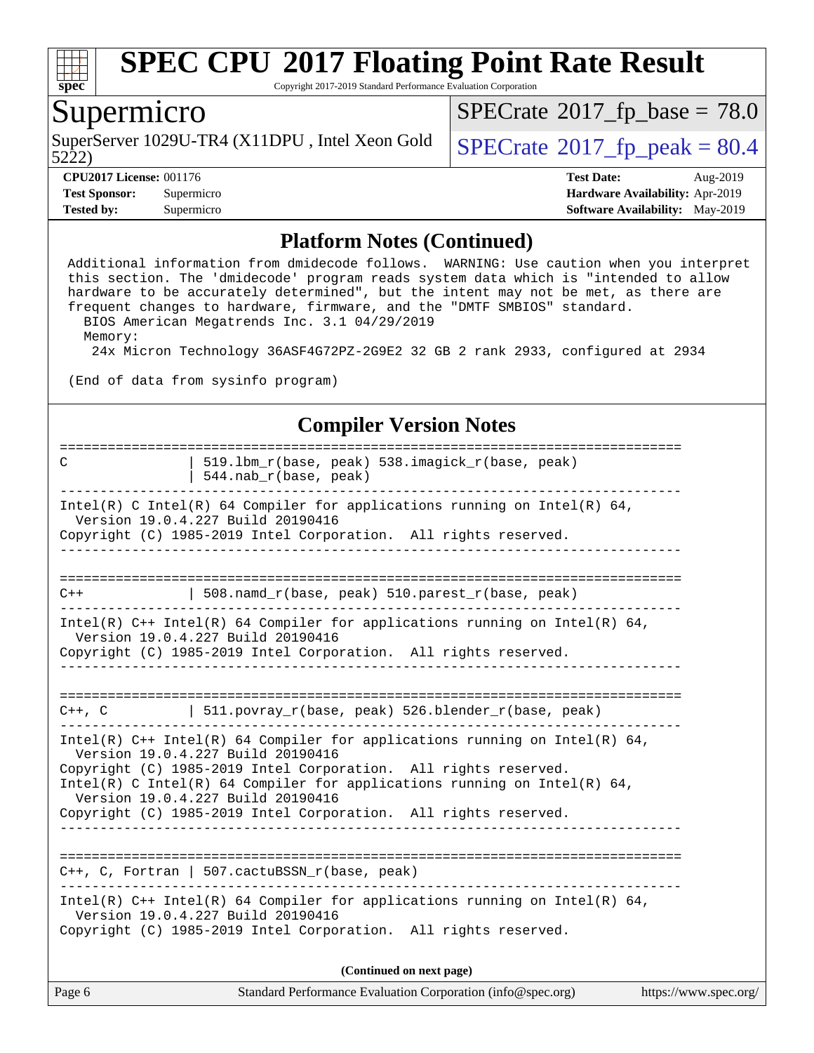## Platform Notes (Continued)

```
Additional information from dmidecode follows.  WARNING: Use caution when you interpret
this section. The 'dmidecode' program reads system data which is "intended to allow
hardware to be accurately determined", but the intent may not be met, as there are
frequent changes to hardware, firmware, and the "DMTF SMBIOS" standard.
  BIOS American Megatrends Inc. 3.1 04/29/2019
  Memory:
   24x Micron Technology 36ASF4G72PZ-2G9E2 32 GB 2 rank 2933, configured at 2934

(End of data from sysinfo program)
```

## Compiler Version Notes

```
==============================================================================
C               | 519.lbm_r(base, peak) 538.imagick_r(base, peak)
                | 544.nab_r(base, peak)
------------------------------------------------------------------------------
Intel(R) C Intel(R) 64 Compiler for applications running on Intel(R) 64,
  Version 19.0.4.227 Build 20190416
Copyright (C) 1985-2019 Intel Corporation.  All rights reserved.
------------------------------------------------------------------------------

==============================================================================
C++             | 508.namd_r(base, peak) 510.parest_r(base, peak)
------------------------------------------------------------------------------
Intel(R) C++ Intel(R) 64 Compiler for applications running on Intel(R) 64,
  Version 19.0.4.227 Build 20190416
Copyright (C) 1985-2019 Intel Corporation.  All rights reserved.
------------------------------------------------------------------------------

==============================================================================
C++, C          | 511.povray_r(base, peak) 526.blender_r(base, peak)
------------------------------------------------------------------------------
Intel(R) C++ Intel(R) 64 Compiler for applications running on Intel(R) 64,
  Version 19.0.4.227 Build 20190416
Copyright (C) 1985-2019 Intel Corporation.  All rights reserved.
Intel(R) C Intel(R) 64 Compiler for applications running on Intel(R) 64,
  Version 19.0.4.227 Build 20190416
Copyright (C) 1985-2019 Intel Corporation.  All rights reserved.
------------------------------------------------------------------------------

==============================================================================
C++, C, Fortran | 507.cactuBSSN_r(base, peak)
------------------------------------------------------------------------------
Intel(R) C++ Intel(R) 64 Compiler for applications running on Intel(R) 64,
  Version 19.0.4.227 Build 20190416
Copyright (C) 1985-2019 Intel Corporation.  All rights reserved.
```

**(Continued on next page)**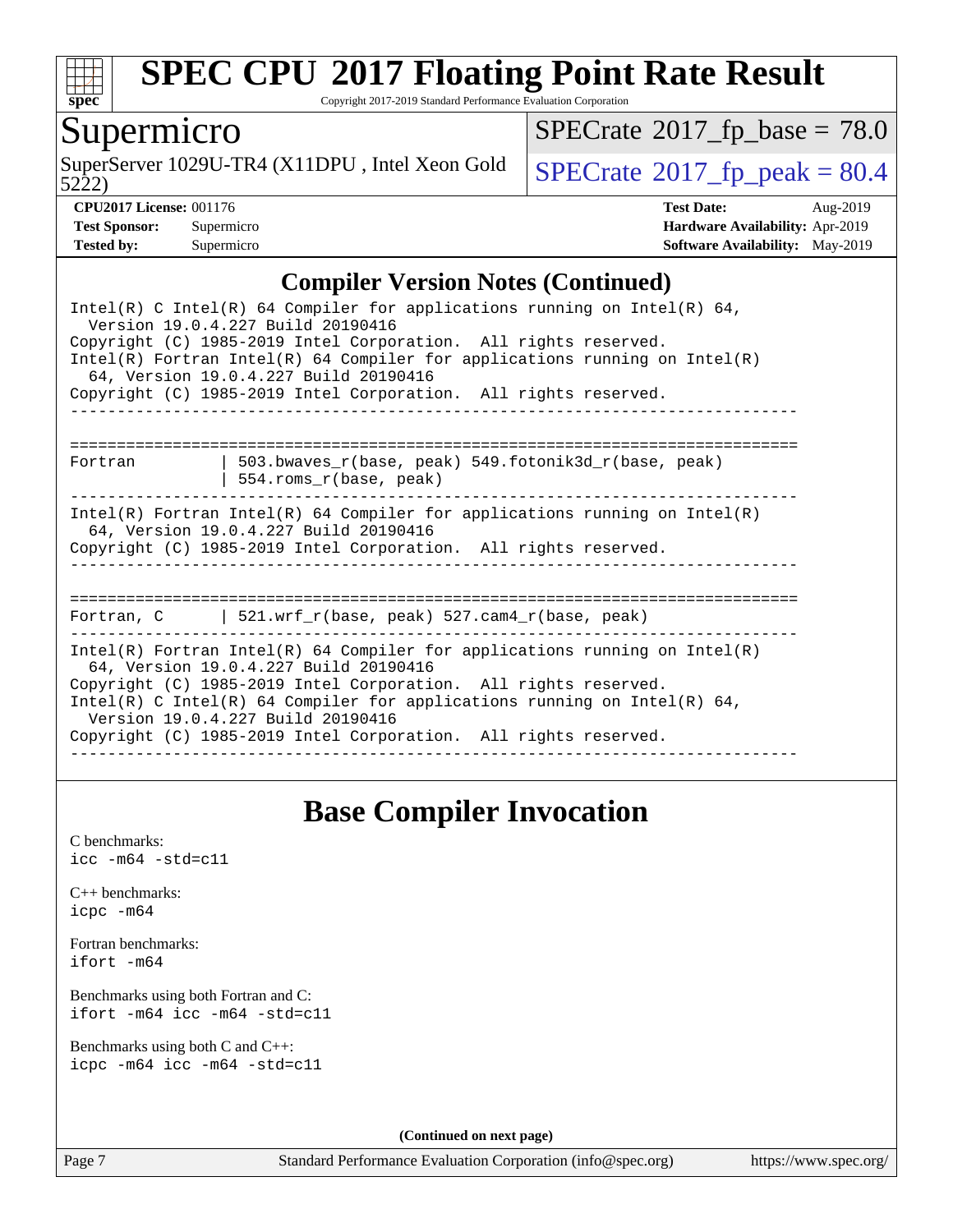## Compiler Version Notes (Continued)

```
Intel(R) C Intel(R) 64 Compiler for applications running on Intel(R) 64,
  Version 19.0.4.227 Build 20190416
Copyright (C) 1985-2019 Intel Corporation.  All rights reserved.
Intel(R) Fortran Intel(R) 64 Compiler for applications running on Intel(R)
  64, Version 19.0.4.227 Build 20190416
Copyright (C) 1985-2019 Intel Corporation.  All rights reserved.
------------------------------------------------------------------------------

==============================================================================
Fortran         | 503.bwaves_r(base, peak) 549.fotonik3d_r(base, peak)
                | 554.roms_r(base, peak)
------------------------------------------------------------------------------
Intel(R) Fortran Intel(R) 64 Compiler for applications running on Intel(R)
  64, Version 19.0.4.227 Build 20190416
Copyright (C) 1985-2019 Intel Corporation.  All rights reserved.
------------------------------------------------------------------------------

==============================================================================
Fortran, C      | 521.wrf_r(base, peak) 527.cam4_r(base, peak)
------------------------------------------------------------------------------
Intel(R) Fortran Intel(R) 64 Compiler for applications running on Intel(R)
  64, Version 19.0.4.227 Build 20190416
Copyright (C) 1985-2019 Intel Corporation.  All rights reserved.
Intel(R) C Intel(R) 64 Compiler for applications running on Intel(R) 64,
  Version 19.0.4.227 Build 20190416
Copyright (C) 1985-2019 Intel Corporation.  All rights reserved.
------------------------------------------------------------------------------
```

## Base Compiler Invocation

C benchmarks:
`icc -m64 -std=c11`

C++ benchmarks:
`icpc -m64`

Fortran benchmarks:
`ifort -m64`

Benchmarks using both Fortran and C:
`ifort -m64 icc -m64 -std=c11`

Benchmarks using both C and C++:
`icpc -m64 icc -m64 -std=c11`

(Continued on next page)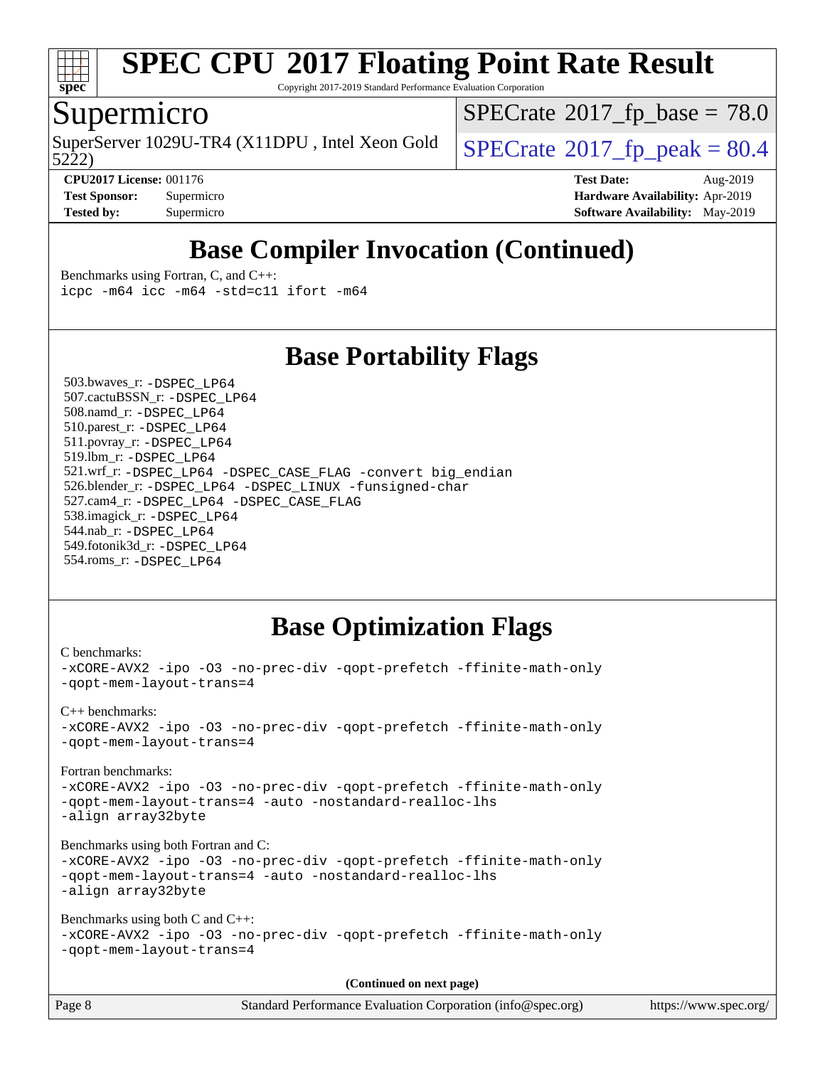## Base Compiler Invocation (Continued)

Benchmarks using Fortran, C, and C++:

```
icpc -m64 icc -m64 -std=c11 ifort -m64
```

## Base Portability Flags

503.bwaves_r: -DSPEC_LP64
507.cactuBSSN_r: -DSPEC_LP64
508.namd_r: -DSPEC_LP64
510.parest_r: -DSPEC_LP64
511.povray_r: -DSPEC_LP64
519.lbm_r: -DSPEC_LP64
521.wrf_r: -DSPEC_LP64 -DSPEC_CASE_FLAG -convert big_endian
526.blender_r: -DSPEC_LP64 -DSPEC_LINUX -funsigned-char
527.cam4_r: -DSPEC_LP64 -DSPEC_CASE_FLAG
538.imagick_r: -DSPEC_LP64
544.nab_r: -DSPEC_LP64
549.fotonik3d_r: -DSPEC_LP64
554.roms_r: -DSPEC_LP64

## Base Optimization Flags

C benchmarks:

```
-xCORE-AVX2 -ipo -O3 -no-prec-div -qopt-prefetch -ffinite-math-only
-qopt-mem-layout-trans=4
```

C++ benchmarks:

```
-xCORE-AVX2 -ipo -O3 -no-prec-div -qopt-prefetch -ffinite-math-only
-qopt-mem-layout-trans=4
```

Fortran benchmarks:

```
-xCORE-AVX2 -ipo -O3 -no-prec-div -qopt-prefetch -ffinite-math-only
-qopt-mem-layout-trans=4 -auto -nostandard-realloc-lhs
-align array32byte
```

Benchmarks using both Fortran and C:

```
-xCORE-AVX2 -ipo -O3 -no-prec-div -qopt-prefetch -ffinite-math-only
-qopt-mem-layout-trans=4 -auto -nostandard-realloc-lhs
-align array32byte
```

Benchmarks using both C and C++:

```
-xCORE-AVX2 -ipo -O3 -no-prec-div -qopt-prefetch -ffinite-math-only
-qopt-mem-layout-trans=4
```

**(Continued on next page)**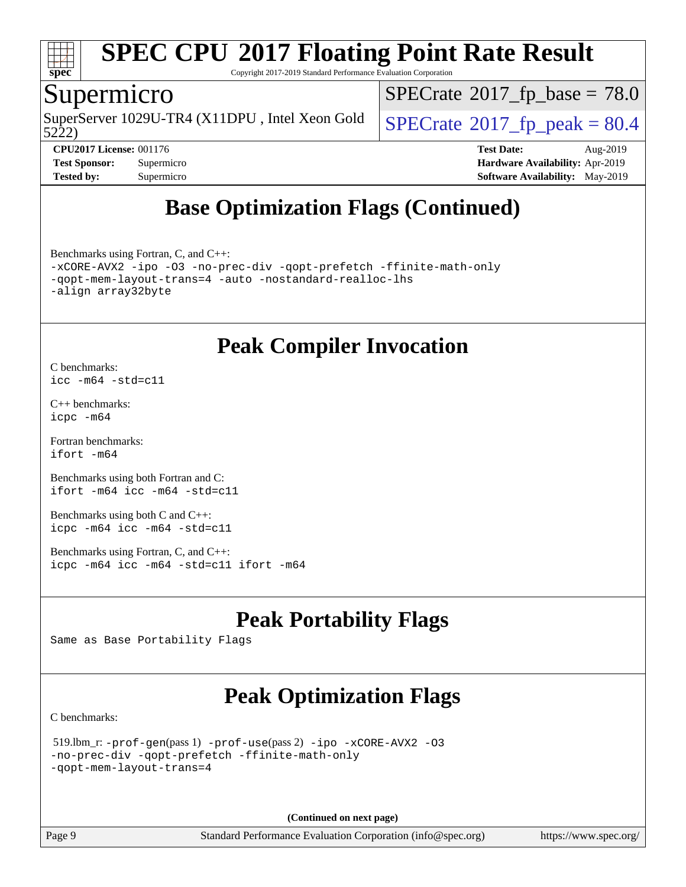# Base Optimization Flags (Continued)

Benchmarks using Fortran, C, and C++:

```
-xCORE-AVX2 -ipo -O3 -no-prec-div -qopt-prefetch -ffinite-math-only
-qopt-mem-layout-trans=4 -auto -nostandard-realloc-lhs
-align array32byte
```

# Peak Compiler Invocation

C benchmarks:
```
icc -m64 -std=c11
```

C++ benchmarks:
```
icpc -m64
```

Fortran benchmarks:
```
ifort -m64
```

Benchmarks using both Fortran and C:
```
ifort -m64 icc -m64 -std=c11
```

Benchmarks using both C and C++:
```
icpc -m64 icc -m64 -std=c11
```

Benchmarks using Fortran, C, and C++:
```
icpc -m64 icc -m64 -std=c11 ifort -m64
```

# Peak Portability Flags

Same as Base Portability Flags

# Peak Optimization Flags

C benchmarks:

519.lbm_r: -prof-gen(pass 1) -prof-use(pass 2) -ipo -xCORE-AVX2 -O3
-no-prec-div -qopt-prefetch -ffinite-math-only
-qopt-mem-layout-trans=4

(Continued on next page)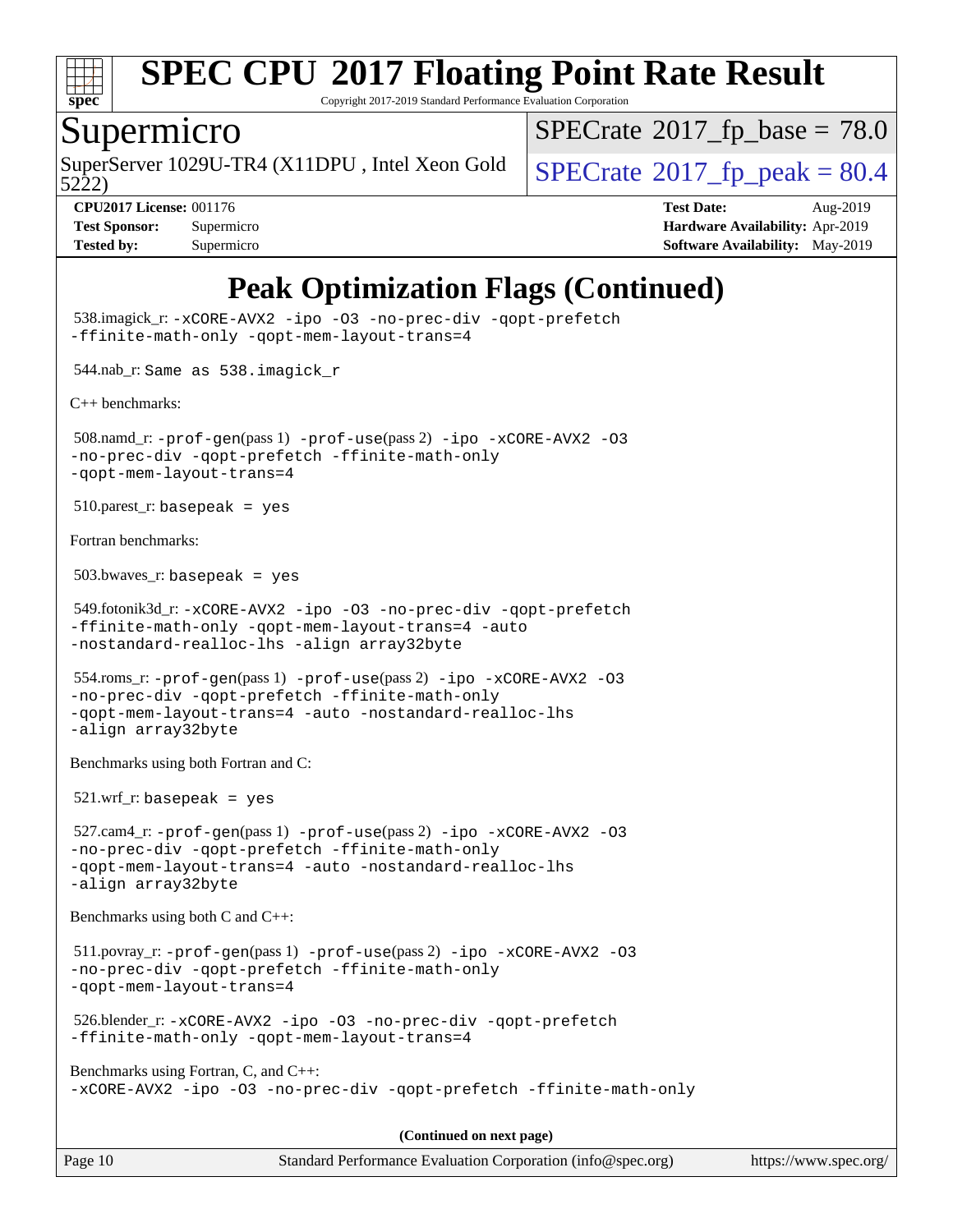# Peak Optimization Flags (Continued)

538.imagick_r: -xCORE-AVX2 -ipo -O3 -no-prec-div -qopt-prefetch -ffinite-math-only -qopt-mem-layout-trans=4

544.nab_r: Same as 538.imagick_r

C++ benchmarks:

508.namd_r: -prof-gen(pass 1) -prof-use(pass 2) -ipo -xCORE-AVX2 -O3 -no-prec-div -qopt-prefetch -ffinite-math-only -qopt-mem-layout-trans=4

510.parest_r: basepeak = yes

Fortran benchmarks:

503.bwaves_r: basepeak = yes

549.fotonik3d_r: -xCORE-AVX2 -ipo -O3 -no-prec-div -qopt-prefetch -ffinite-math-only -qopt-mem-layout-trans=4 -auto -nostandard-realloc-lhs -align array32byte

554.roms_r: -prof-gen(pass 1) -prof-use(pass 2) -ipo -xCORE-AVX2 -O3 -no-prec-div -qopt-prefetch -ffinite-math-only -qopt-mem-layout-trans=4 -auto -nostandard-realloc-lhs -align array32byte

Benchmarks using both Fortran and C:

521.wrf_r: basepeak = yes

527.cam4_r: -prof-gen(pass 1) -prof-use(pass 2) -ipo -xCORE-AVX2 -O3 -no-prec-div -qopt-prefetch -ffinite-math-only -qopt-mem-layout-trans=4 -auto -nostandard-realloc-lhs -align array32byte

Benchmarks using both C and C++:

511.povray_r: -prof-gen(pass 1) -prof-use(pass 2) -ipo -xCORE-AVX2 -O3 -no-prec-div -qopt-prefetch -ffinite-math-only -qopt-mem-layout-trans=4

526.blender_r: -xCORE-AVX2 -ipo -O3 -no-prec-div -qopt-prefetch -ffinite-math-only -qopt-mem-layout-trans=4

Benchmarks using Fortran, C, and C++:
-xCORE-AVX2 -ipo -O3 -no-prec-div -qopt-prefetch -ffinite-math-only

**(Continued on next page)**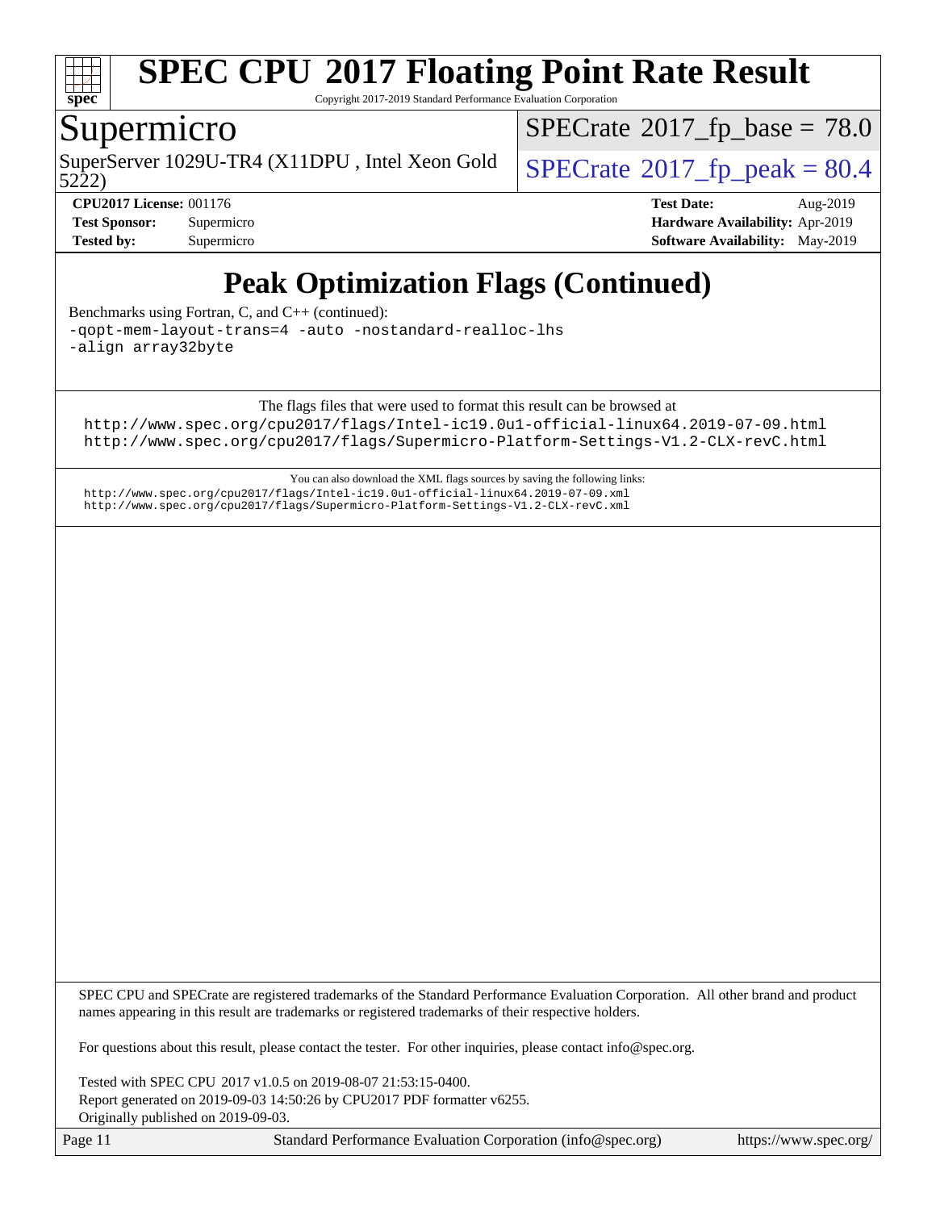# Peak Optimization Flags (Continued)

Benchmarks using Fortran, C, and C++ (continued):

```
-qopt-mem-layout-trans=4 -auto -nostandard-realloc-lhs
-align array32byte
```

The flags files that were used to format this result can be browsed at

http://www.spec.org/cpu2017/flags/Intel-ic19.0u1-official-linux64.2019-07-09.html
http://www.spec.org/cpu2017/flags/Supermicro-Platform-Settings-V1.2-CLX-revC.html

You can also download the XML flags sources by saving the following links:

http://www.spec.org/cpu2017/flags/Intel-ic19.0u1-official-linux64.2019-07-09.xml
http://www.spec.org/cpu2017/flags/Supermicro-Platform-Settings-V1.2-CLX-revC.xml

SPEC CPU and SPECrate are registered trademarks of the Standard Performance Evaluation Corporation. All other brand and product names appearing in this result are trademarks or registered trademarks of their respective holders.

For questions about this result, please contact the tester. For other inquiries, please contact info@spec.org.

Tested with SPEC CPU 2017 v1.0.5 on 2019-08-07 21:53:15-0400.
Report generated on 2019-09-03 14:50:26 by CPU2017 PDF formatter v6255.
Originally published on 2019-09-03.